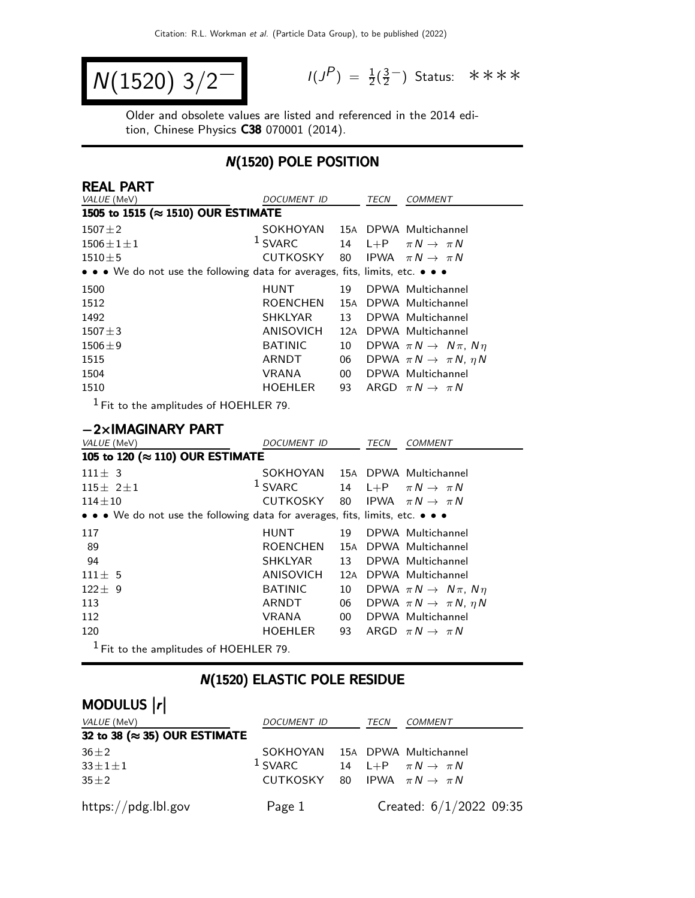Citation: R.L. Workman et al. (Particle Data Group), to be published (2022)

# $N(1520)\ 3/2^-$

$I(J^P) = \frac{1}{2}(\frac{3}{2}^-)$ Status: ∗∗∗∗

Older and obsolete values are listed and referenced in the 2014 edition, Chinese Physics **C38** 070001 (2014).

## N(1520) POLE POSITION

### REAL PART

| VALUE (MeV) | DOCUMENT ID | | TECN | COMMENT |
|---|---|---|---|---|
| **1505 to 1515 (≈ 1510) OUR ESTIMATE** | | | | |
| $1507 \pm 2$ | SOKHOYAN | 15A | DPWA | Multichannel |
| $1506 \pm 1 \pm 1$ | [1] SVARC | 14 | L+P | $\pi N \to \pi N$ |
| $1510 \pm 5$ | CUTKOSKY | 80 | IPWA | $\pi N \to \pi N$ |
| • • • We do not use the following data for averages, fits, limits, etc. • • • | | | | |
| 1500 | HUNT | 19 | DPWA | Multichannel |
| 1512 | ROENCHEN | 15A | DPWA | Multichannel |
| 1492 | SHKLYAR | 13 | DPWA | Multichannel |
| $1507 \pm 3$ | ANISOVICH | 12A | DPWA | Multichannel |
| $1506 \pm 9$ | BATINIC | 10 | DPWA | $\pi N \to N\pi,\ N\eta$ |
| 1515 | ARNDT | 06 | DPWA | $\pi N \to \pi N,\ \eta N$ |
| 1504 | VRANA | 00 | DPWA | Multichannel |
| 1510 | HOEHLER | 93 | ARGD | $\pi N \to \pi N$ |

[1] Fit to the amplitudes of HOEHLER 79.

### −2×IMAGINARY PART

| VALUE (MeV) | DOCUMENT ID | | TECN | COMMENT |
|---|---|---|---|---|
| **105 to 120 (≈ 110) OUR ESTIMATE** | | | | |
| $111 \pm 3$ | SOKHOYAN | 15A | DPWA | Multichannel |
| $115 \pm 2 \pm 1$ | [1] SVARC | 14 | L+P | $\pi N \to \pi N$ |
| $114 \pm 10$ | CUTKOSKY | 80 | IPWA | $\pi N \to \pi N$ |
| • • • We do not use the following data for averages, fits, limits, etc. • • • | | | | |
| 117 | HUNT | 19 | DPWA | Multichannel |
| 89 | ROENCHEN | 15A | DPWA | Multichannel |
| 94 | SHKLYAR | 13 | DPWA | Multichannel |
| $111 \pm 5$ | ANISOVICH | 12A | DPWA | Multichannel |
| $122 \pm 9$ | BATINIC | 10 | DPWA | $\pi N \to N\pi,\ N\eta$ |
| 113 | ARNDT | 06 | DPWA | $\pi N \to \pi N,\ \eta N$ |
| 112 | VRANA | 00 | DPWA | Multichannel |
| 120 | HOEHLER | 93 | ARGD | $\pi N \to \pi N$ |

[1] Fit to the amplitudes of HOEHLER 79.

## N(1520) ELASTIC POLE RESIDUE

### MODULUS $|r|$

| VALUE (MeV) | DOCUMENT ID | | TECN | COMMENT |
|---|---|---|---|---|
| **32 to 38 (≈ 35) OUR ESTIMATE** | | | | |
| $36 \pm 2$ | SOKHOYAN | 15A | DPWA | Multichannel |
| $33 \pm 1 \pm 1$ | [1] SVARC | 14 | L+P | $\pi N \to \pi N$ |
| $35 \pm 2$ | CUTKOSKY | 80 | IPWA | $\pi N \to \pi N$ |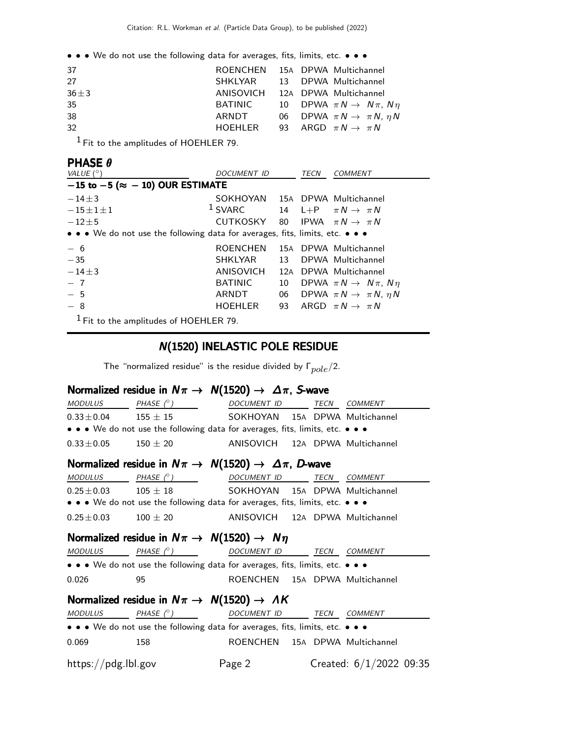• • • We do not use the following data for averages, fits, limits, etc. • • •

| VALUE | DOCUMENT ID | | TECN | COMMENT |
|---|---|---|---|---|
| 37 | ROENCHEN | 15A | DPWA | Multichannel |
| 27 | SHKLYAR | 13 | DPWA | Multichannel |
| 36±3 | ANISOVICH | 12A | DPWA | Multichannel |
| 35 | BATINIC | 10 | DPWA | $\pi N \rightarrow N\pi$, $N\eta$ |
| 38 | ARNDT | 06 | DPWA | $\pi N \rightarrow \pi N$, $\eta N$ |
| 32 | HOEHLER | 93 | ARGD | $\pi N \rightarrow \pi N$ |

[1] Fit to the amplitudes of HOEHLER 79.

## PHASE $\theta$

| VALUE (°) | DOCUMENT ID | | TECN | COMMENT |
|---|---|---|---|---|
| **−15 to −5 (≈ − 10) OUR ESTIMATE** | | | | |
| −14±3 | SOKHOYAN | 15A | DPWA | Multichannel |
| −15±1±1 | [1] SVARC | 14 | L+P | $\pi N \rightarrow \pi N$ |
| −12±5 | CUTKOSKY | 80 | IPWA | $\pi N \rightarrow \pi N$ |
| • • • We do not use the following data for averages, fits, limits, etc. • • • | | | | |
| − 6 | ROENCHEN | 15A | DPWA | Multichannel |
| −35 | SHKLYAR | 13 | DPWA | Multichannel |
| −14±3 | ANISOVICH | 12A | DPWA | Multichannel |
| − 7 | BATINIC | 10 | DPWA | $\pi N \rightarrow N\pi$, $N\eta$ |
| − 5 | ARNDT | 06 | DPWA | $\pi N \rightarrow \pi N$, $\eta N$ |
| − 8 | HOEHLER | 93 | ARGD | $\pi N \rightarrow \pi N$ |

[1] Fit to the amplitudes of HOEHLER 79.

## N(1520) INELASTIC POLE RESIDUE

The "normalized residue" is the residue divided by $\Gamma_{pole}/2$.

### Normalized residue in $N\pi \rightarrow N(1520) \rightarrow \Delta\pi$, S-wave

| MODULUS | PHASE (°) | DOCUMENT ID | | TECN | COMMENT |
|---|---|---|---|---|---|
| 0.33±0.04 | 155 ± 15 | SOKHOYAN | 15A | DPWA | Multichannel |
| • • • We do not use the following data for averages, fits, limits, etc. • • • | | | | | |
| 0.33±0.05 | 150 ± 20 | ANISOVICH | 12A | DPWA | Multichannel |

### Normalized residue in $N\pi \rightarrow N(1520) \rightarrow \Delta\pi$, D-wave

| MODULUS | PHASE (°) | DOCUMENT ID | | TECN | COMMENT |
|---|---|---|---|---|---|
| 0.25±0.03 | 105 ± 18 | SOKHOYAN | 15A | DPWA | Multichannel |
| • • • We do not use the following data for averages, fits, limits, etc. • • • | | | | | |
| 0.25±0.03 | 100 ± 20 | ANISOVICH | 12A | DPWA | Multichannel |

### Normalized residue in $N\pi \rightarrow N(1520) \rightarrow N\eta$

| MODULUS | PHASE (°) | DOCUMENT ID | | TECN | COMMENT |
|---|---|---|---|---|---|
| • • • We do not use the following data for averages, fits, limits, etc. • • • | | | | | |
| 0.026 | 95 | ROENCHEN | 15A | DPWA | Multichannel |

### Normalized residue in $N\pi \rightarrow N(1520) \rightarrow \Lambda K$

| MODULUS | PHASE (°) | DOCUMENT ID | | TECN | COMMENT |
|---|---|---|---|---|---|
| • • • We do not use the following data for averages, fits, limits, etc. • • • | | | | | |
| 0.069 | 158 | ROENCHEN | 15A | DPWA | Multichannel |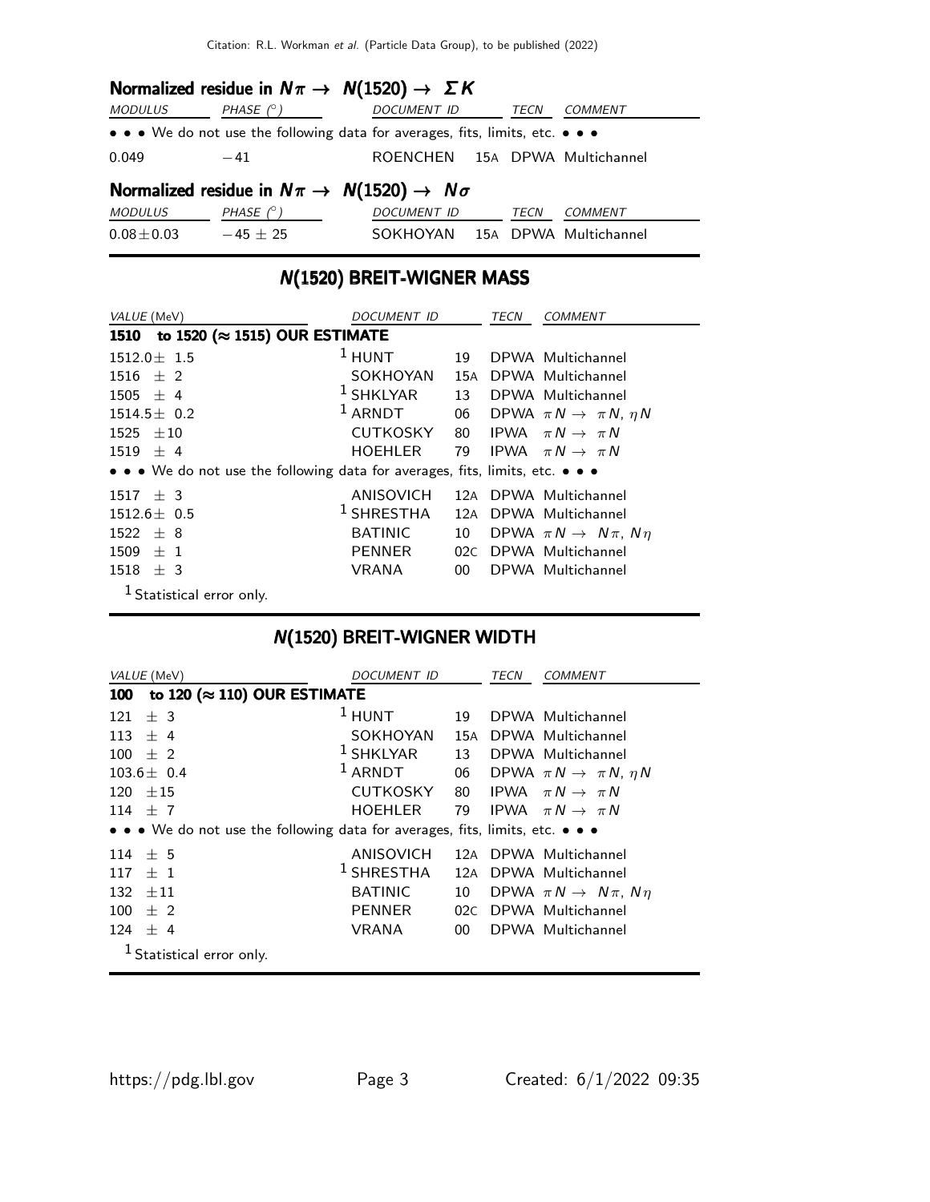### Normalized residue in $N\pi \rightarrow N(1520) \rightarrow \Sigma K$

| MODULUS | PHASE (°) | DOCUMENT ID | | TECN | COMMENT |
|---|---|---|---|---|---|
| • • • We do not use the following data for averages, fits, limits, etc. • • • | | | | | |
| 0.049 | −41 | ROENCHEN | 15A | DPWA | Multichannel |

### Normalized residue in $N\pi \rightarrow N(1520) \rightarrow N\sigma$

| MODULUS | PHASE (°) | DOCUMENT ID | | TECN | COMMENT |
|---|---|---|---|---|---|
| 0.08±0.03 | −45 ± 25 | SOKHOYAN | 15A | DPWA | Multichannel |

## N(1520) BREIT-WIGNER MASS

| VALUE (MeV) | DOCUMENT ID | | TECN | COMMENT |
|---|---|---|---|---|
| **1510 to 1520 (≈ 1515) OUR ESTIMATE** | | | | |
| 1512.0± 1.5 | [1] HUNT | 19 | DPWA | Multichannel |
| 1516 ± 2 | SOKHOYAN | 15A | DPWA | Multichannel |
| 1505 ± 4 | [1] SHKLYAR | 13 | DPWA | Multichannel |
| 1514.5± 0.2 | [1] ARNDT | 06 | DPWA | $\pi N \rightarrow \pi N$, $\eta N$ |
| 1525 ±10 | CUTKOSKY | 80 | IPWA | $\pi N \rightarrow \pi N$ |
| 1519 ± 4 | HOEHLER | 79 | IPWA | $\pi N \rightarrow \pi N$ |
| • • • We do not use the following data for averages, fits, limits, etc. • • • | | | | |
| 1517 ± 3 | ANISOVICH | 12A | DPWA | Multichannel |
| 1512.6± 0.5 | [1] SHRESTHA | 12A | DPWA | Multichannel |
| 1522 ± 8 | BATINIC | 10 | DPWA | $\pi N \rightarrow N\pi$, $N\eta$ |
| 1509 ± 1 | PENNER | 02C | DPWA | Multichannel |
| 1518 ± 3 | VRANA | 00 | DPWA | Multichannel |

[1] Statistical error only.

## N(1520) BREIT-WIGNER WIDTH

| VALUE (MeV) | DOCUMENT ID | | TECN | COMMENT |
|---|---|---|---|---|
| **100 to 120 (≈ 110) OUR ESTIMATE** | | | | |
| 121 ± 3 | [1] HUNT | 19 | DPWA | Multichannel |
| 113 ± 4 | SOKHOYAN | 15A | DPWA | Multichannel |
| 100 ± 2 | [1] SHKLYAR | 13 | DPWA | Multichannel |
| 103.6± 0.4 | [1] ARNDT | 06 | DPWA | $\pi N \rightarrow \pi N$, $\eta N$ |
| 120 ±15 | CUTKOSKY | 80 | IPWA | $\pi N \rightarrow \pi N$ |
| 114 ± 7 | HOEHLER | 79 | IPWA | $\pi N \rightarrow \pi N$ |
| • • • We do not use the following data for averages, fits, limits, etc. • • • | | | | |
| 114 ± 5 | ANISOVICH | 12A | DPWA | Multichannel |
| 117 ± 1 | [1] SHRESTHA | 12A | DPWA | Multichannel |
| 132 ±11 | BATINIC | 10 | DPWA | $\pi N \rightarrow N\pi$, $N\eta$ |
| 100 ± 2 | PENNER | 02C | DPWA | Multichannel |
| 124 ± 4 | VRANA | 00 | DPWA | Multichannel |

[1] Statistical error only.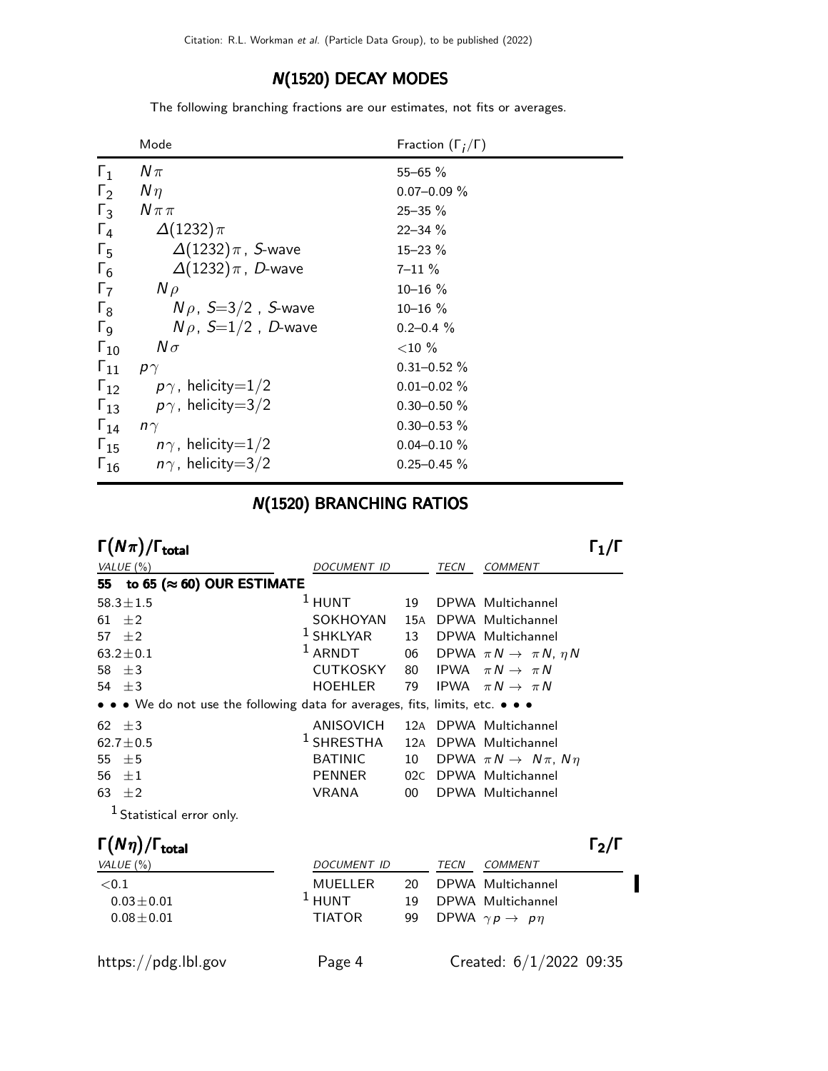## N(1520) DECAY MODES

The following branching fractions are our estimates, not fits or averages.

| | Mode | Fraction ($\Gamma_i/\Gamma$) |
|---|---|---|
| $\Gamma_1$ | $N\pi$ | 55–65 % |
| $\Gamma_2$ | $N\eta$ | 0.07–0.09 % |
| $\Gamma_3$ | $N\pi\pi$ | 25–35 % |
| $\Gamma_4$ | $\Delta(1232)\pi$ | 22–34 % |
| $\Gamma_5$ | $\Delta(1232)\pi$ , S-wave | 15–23 % |
| $\Gamma_6$ | $\Delta(1232)\pi$ , D-wave | 7–11 % |
| $\Gamma_7$ | $N\rho$ | 10–16 % |
| $\Gamma_8$ | $N\rho$ , $S$=3/2 , S-wave | 10–16 % |
| $\Gamma_9$ | $N\rho$ , $S$=1/2 , D-wave | 0.2–0.4 % |
| $\Gamma_{10}$ | $N\sigma$ | <10 % |
| $\Gamma_{11}$ | $p\gamma$ | 0.31–0.52 % |
| $\Gamma_{12}$ | $p\gamma$ , helicity=1/2 | 0.01–0.02 % |
| $\Gamma_{13}$ | $p\gamma$ , helicity=3/2 | 0.30–0.50 % |
| $\Gamma_{14}$ | $n\gamma$ | 0.30–0.53 % |
| $\Gamma_{15}$ | $n\gamma$ , helicity=1/2 | 0.04–0.10 % |
| $\Gamma_{16}$ | $n\gamma$ , helicity=3/2 | 0.25–0.45 % |

## N(1520) BRANCHING RATIOS

### $\Gamma(N\pi)/\Gamma_{\text{total}}$ $\Gamma_1/\Gamma$

| VALUE (%) | DOCUMENT ID | | TECN | COMMENT |
|---|---|---|---|---|
| **55 to 65 (≈ 60) OUR ESTIMATE** | | | | |
| 58.3±1.5 | [1] HUNT | 19 | DPWA | Multichannel |
| 61 ±2 | SOKHOYAN | 15A | DPWA | Multichannel |
| 57 ±2 | [1] SHKLYAR | 13 | DPWA | Multichannel |
| 63.2±0.1 | [1] ARNDT | 06 | DPWA | $\pi N \to \pi N$, $\eta N$ |
| 58 ±3 | CUTKOSKY | 80 | IPWA | $\pi N \to \pi N$ |
| 54 ±3 | HOEHLER | 79 | IPWA | $\pi N \to \pi N$ |
| • • • We do not use the following data for averages, fits, limits, etc. • • • | | | | |
| 62 ±3 | ANISOVICH | 12A | DPWA | Multichannel |
| 62.7±0.5 | [1] SHRESTHA | 12A | DPWA | Multichannel |
| 55 ±5 | BATINIC | 10 | DPWA | $\pi N \to N\pi$, $N\eta$ |
| 56 ±1 | PENNER | 02C | DPWA | Multichannel |
| 63 ±2 | VRANA | 00 | DPWA | Multichannel |

[1] Statistical error only.

### $\Gamma(N\eta)/\Gamma_{\text{total}}$ $\Gamma_2/\Gamma$

| VALUE (%) | DOCUMENT ID | | TECN | COMMENT |
|---|---|---|---|---|
| <0.1 | MUELLER | 20 | DPWA | Multichannel |
| 0.03±0.01 | [1] HUNT | 19 | DPWA | Multichannel |
| 0.08±0.01 | TIATOR | 99 | DPWA | $\gamma p \to p\eta$ |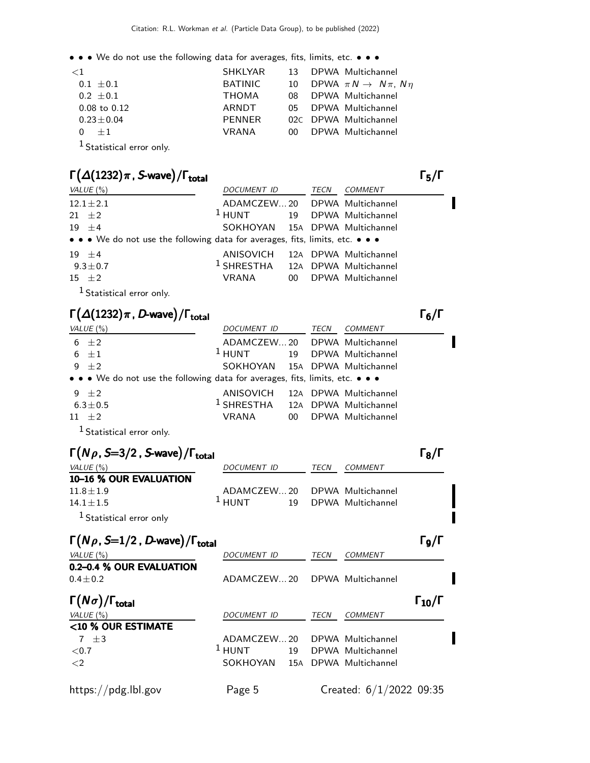• • • We do not use the following data for averages, fits, limits, etc. • • •

| VALUE | DOCUMENT ID | TECN | COMMENT |
|---|---|---|---|
| <1 | SHKLYAR 13 | DPWA | Multichannel |
| 0.1 ±0.1 | BATINIC 10 | DPWA | $\pi N \to N\pi$, $N\eta$ |
| 0.2 ±0.1 | THOMA 08 | DPWA | Multichannel |
| 0.08 to 0.12 | ARNDT 05 | DPWA | Multichannel |
| 0.23±0.04 | PENNER 02C | DPWA | Multichannel |
| 0 ±1 | VRANA 00 | DPWA | Multichannel |

[1] Statistical error only.

## $\Gamma(\Delta(1232)\pi$, S-wave$)/\Gamma_{total}$ — $\Gamma_5/\Gamma$

| VALUE (%) | DOCUMENT ID | TECN | COMMENT |
|---|---|---|---|
| 12.1±2.1 | ADAMCZEW...20 | DPWA | Multichannel |
| 21 ±2 | [1] HUNT 19 | DPWA | Multichannel |
| 19 ±4 | SOKHOYAN 15A | DPWA | Multichannel |
| • • • We do not use the following data for averages, fits, limits, etc. • • • | | | |
| 19 ±4 | ANISOVICH 12A | DPWA | Multichannel |
| 9.3±0.7 | [1] SHRESTHA 12A | DPWA | Multichannel |
| 15 ±2 | VRANA 00 | DPWA | Multichannel |

[1] Statistical error only.

## $\Gamma(\Delta(1232)\pi$, D-wave$)/\Gamma_{total}$ — $\Gamma_6/\Gamma$

| VALUE (%) | DOCUMENT ID | TECN | COMMENT |
|---|---|---|---|
| 6 ±2 | ADAMCZEW...20 | DPWA | Multichannel |
| 6 ±1 | [1] HUNT 19 | DPWA | Multichannel |
| 9 ±2 | SOKHOYAN 15A | DPWA | Multichannel |
| • • • We do not use the following data for averages, fits, limits, etc. • • • | | | |
| 9 ±2 | ANISOVICH 12A | DPWA | Multichannel |
| 6.3±0.5 | [1] SHRESTHA 12A | DPWA | Multichannel |
| 11 ±2 | VRANA 00 | DPWA | Multichannel |

[1] Statistical error only.

## $\Gamma(N\rho, S=3/2$, S-wave$)/\Gamma_{total}$ — $\Gamma_8/\Gamma$

| VALUE (%) | DOCUMENT ID | TECN | COMMENT |
|---|---|---|---|
| **10–16 % OUR EVALUATION** | | | |
| 11.8±1.9 | ADAMCZEW...20 | DPWA | Multichannel |
| 14.1±1.5 | [1] HUNT 19 | DPWA | Multichannel |

[1] Statistical error only

## $\Gamma(N\rho, S=1/2$, D-wave$)/\Gamma_{total}$ — $\Gamma_9/\Gamma$

| VALUE (%) | DOCUMENT ID | TECN | COMMENT |
|---|---|---|---|
| **0.2–0.4 % OUR EVALUATION** | | | |
| 0.4±0.2 | ADAMCZEW...20 | DPWA | Multichannel |

## $\Gamma(N\sigma)/\Gamma_{total}$ — $\Gamma_{10}/\Gamma$

| VALUE (%) | DOCUMENT ID | TECN | COMMENT |
|---|---|---|---|
| **<10 % OUR ESTIMATE** | | | |
| 7 ±3 | ADAMCZEW...20 | DPWA | Multichannel |
| <0.7 | [1] HUNT 19 | DPWA | Multichannel |
| <2 | SOKHOYAN 15A | DPWA | Multichannel |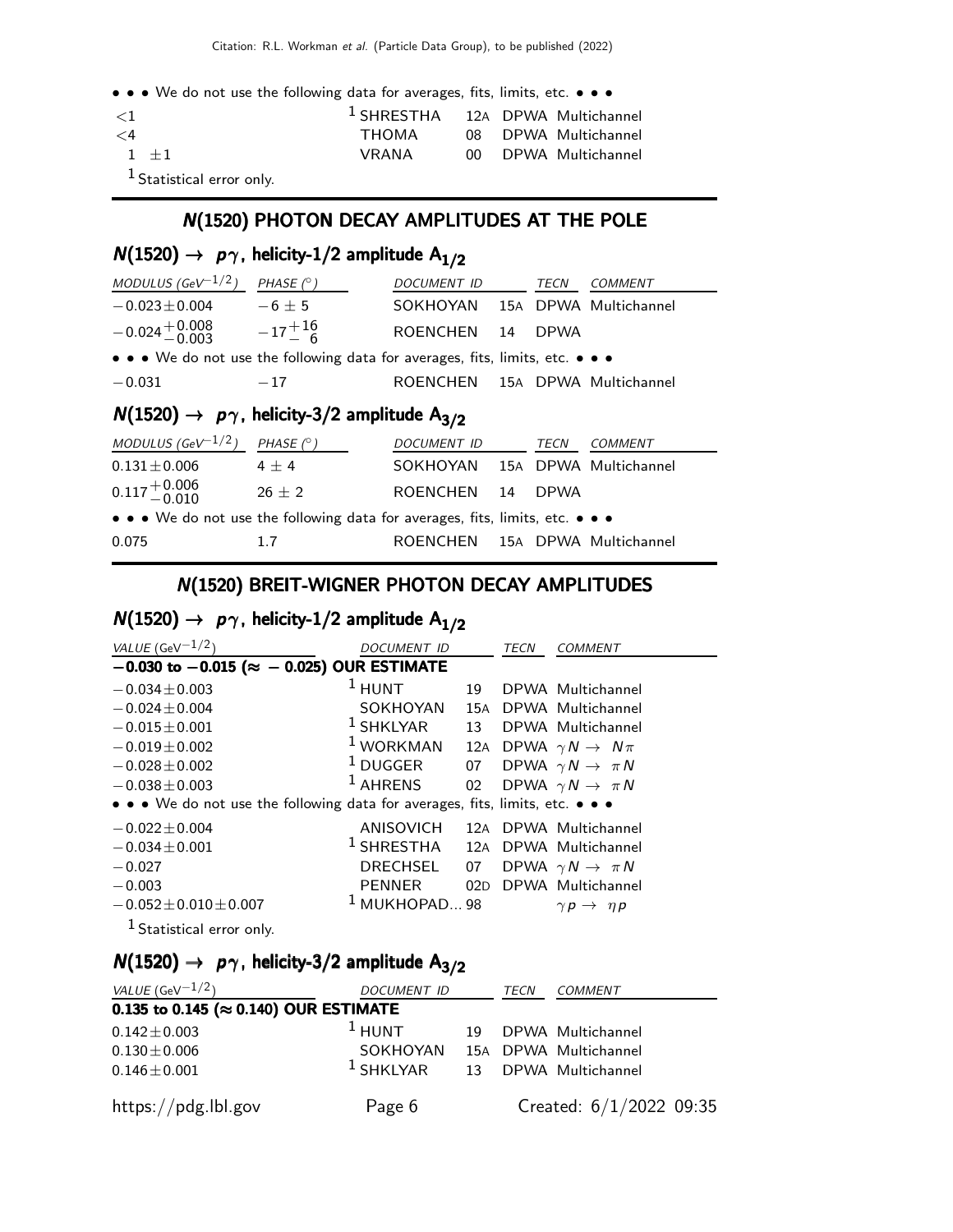• • • We do not use the following data for averages, fits, limits, etc. • • •

| | | | | |
|---|---|---|---|---|
| <1 | [1] SHRESTHA | 12A | DPWA | Multichannel |
| <4 | THOMA | 08 | DPWA | Multichannel |
| $1 \pm 1$ | VRANA | 00 | DPWA | Multichannel |

[1] Statistical error only.

## N(1520) PHOTON DECAY AMPLITUDES AT THE POLE

### $N(1520) \to p\gamma$, helicity-1/2 amplitude $A_{1/2}$

| MODULUS ($GeV^{-1/2}$) | PHASE (°) | DOCUMENT ID | | TECN | COMMENT |
|---|---|---|---|---|---|
| $-0.023 \pm 0.004$ | $-6 \pm 5$ | SOKHOYAN | 15A | DPWA | Multichannel |
| $-0.024^{+0.008}_{-0.003}$ | $-17^{+16}_{-6}$ | ROENCHEN | 14 | DPWA | |
| • • • We do not use the following data for averages, fits, limits, etc. • • • | | | | | |
| $-0.031$ | $-17$ | ROENCHEN | 15A | DPWA | Multichannel |

### $N(1520) \to p\gamma$, helicity-3/2 amplitude $A_{3/2}$

| MODULUS ($GeV^{-1/2}$) | PHASE (°) | DOCUMENT ID | | TECN | COMMENT |
|---|---|---|---|---|---|
| $0.131 \pm 0.006$ | $4 \pm 4$ | SOKHOYAN | 15A | DPWA | Multichannel |
| $0.117^{+0.006}_{-0.010}$ | $26 \pm 2$ | ROENCHEN | 14 | DPWA | |
| • • • We do not use the following data for averages, fits, limits, etc. • • • | | | | | |
| 0.075 | 1.7 | ROENCHEN | 15A | DPWA | Multichannel |

## N(1520) BREIT-WIGNER PHOTON DECAY AMPLITUDES

### $N(1520) \to p\gamma$, helicity-1/2 amplitude $A_{1/2}$

| VALUE ($GeV^{-1/2}$) | DOCUMENT ID | | TECN | COMMENT |
|---|---|---|---|---|
| **$-0.030$ to $-0.015$ ($\approx -0.025$) OUR ESTIMATE** | | | | |
| $-0.034 \pm 0.003$ | [1] HUNT | 19 | DPWA | Multichannel |
| $-0.024 \pm 0.004$ | SOKHOYAN | 15A | DPWA | Multichannel |
| $-0.015 \pm 0.001$ | [1] SHKLYAR | 13 | DPWA | Multichannel |
| $-0.019 \pm 0.002$ | [1] WORKMAN | 12A | DPWA | $\gamma N \to N\pi$ |
| $-0.028 \pm 0.002$ | [1] DUGGER | 07 | DPWA | $\gamma N \to \pi N$ |
| $-0.038 \pm 0.003$ | [1] AHRENS | 02 | DPWA | $\gamma N \to \pi N$ |
| • • • We do not use the following data for averages, fits, limits, etc. • • • | | | | |
| $-0.022 \pm 0.004$ | ANISOVICH | 12A | DPWA | Multichannel |
| $-0.034 \pm 0.001$ | [1] SHRESTHA | 12A | DPWA | Multichannel |
| $-0.027$ | DRECHSEL | 07 | DPWA | $\gamma N \to \pi N$ |
| $-0.003$ | PENNER | 02D | DPWA | Multichannel |
| $-0.052 \pm 0.010 \pm 0.007$ | [1] MUKHOPAD... | 98 | | $\gamma p \to \eta p$ |

[1] Statistical error only.

### $N(1520) \to p\gamma$, helicity-3/2 amplitude $A_{3/2}$

| VALUE ($GeV^{-1/2}$) | DOCUMENT ID | | TECN | COMMENT |
|---|---|---|---|---|
| **0.135 to 0.145 ($\approx$ 0.140) OUR ESTIMATE** | | | | |
| $0.142 \pm 0.003$ | [1] HUNT | 19 | DPWA | Multichannel |
| $0.130 \pm 0.006$ | SOKHOYAN | 15A | DPWA | Multichannel |
| $0.146 \pm 0.001$ | [1] SHKLYAR | 13 | DPWA | Multichannel |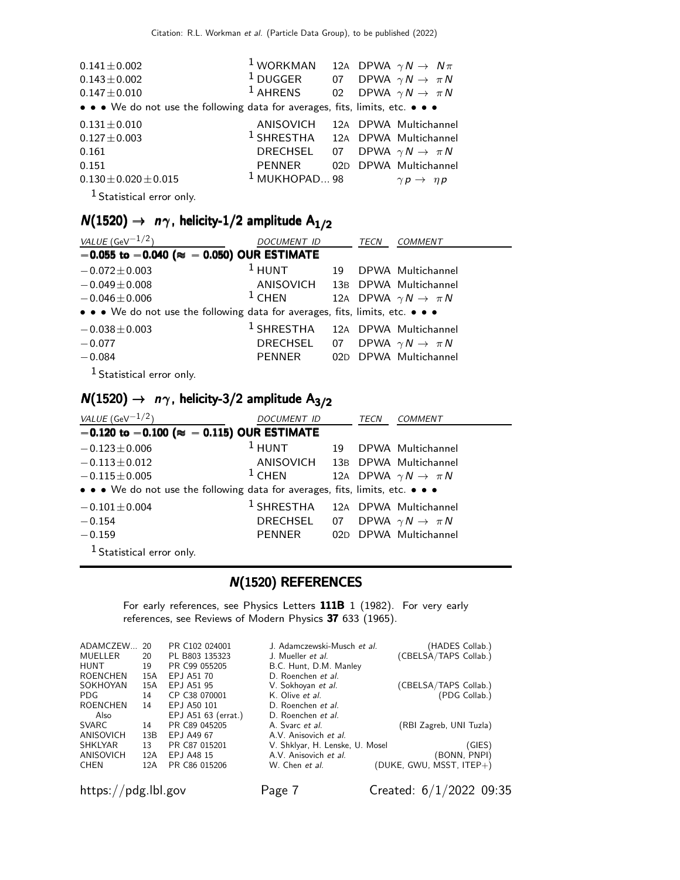| | | | | |
|---|---|---|---|---|
| 0.141 ± 0.002 | [1] WORKMAN | 12A | DPWA | $\gamma N \to N\pi$ |
| 0.143 ± 0.002 | [1] DUGGER | 07 | DPWA | $\gamma N \to \pi N$ |
| 0.147 ± 0.010 | [1] AHRENS | 02 | DPWA | $\gamma N \to \pi N$ |
| • • • We do not use the following data for averages, fits, limits, etc. • • • | | | | |
| 0.131 ± 0.010 | ANISOVICH | 12A | DPWA | Multichannel |
| 0.127 ± 0.003 | [1] SHRESTHA | 12A | DPWA | Multichannel |
| 0.161 | DRECHSEL | 07 | DPWA | $\gamma N \to \pi N$ |
| 0.151 | PENNER | 02D | DPWA | Multichannel |
| 0.130 ± 0.020 ± 0.015 | [1] MUKHOPAD... | 98 | | $\gamma p \to \eta p$ |

[1] Statistical error only.

## $N(1520) \to n\gamma$, helicity-1/2 amplitude $A_{1/2}$

| VALUE ($\mathrm{GeV}^{-1/2}$) | DOCUMENT ID | | TECN | COMMENT |
|---|---|---|---|---|
| **−0.055 to −0.040 (≈ −0.050) OUR ESTIMATE** | | | | |
| −0.072 ± 0.003 | [1] HUNT | 19 | DPWA | Multichannel |
| −0.049 ± 0.008 | ANISOVICH | 13B | DPWA | Multichannel |
| −0.046 ± 0.006 | [1] CHEN | 12A | DPWA | $\gamma N \to \pi N$ |
| • • • We do not use the following data for averages, fits, limits, etc. • • • | | | | |
| −0.038 ± 0.003 | [1] SHRESTHA | 12A | DPWA | Multichannel |
| −0.077 | DRECHSEL | 07 | DPWA | $\gamma N \to \pi N$ |
| −0.084 | PENNER | 02D | DPWA | Multichannel |

[1] Statistical error only.

## $N(1520) \to n\gamma$, helicity-3/2 amplitude $A_{3/2}$

| VALUE ($\mathrm{GeV}^{-1/2}$) | DOCUMENT ID | | TECN | COMMENT |
|---|---|---|---|---|
| **−0.120 to −0.100 (≈ −0.115) OUR ESTIMATE** | | | | |
| −0.123 ± 0.006 | [1] HUNT | 19 | DPWA | Multichannel |
| −0.113 ± 0.012 | ANISOVICH | 13B | DPWA | Multichannel |
| −0.115 ± 0.005 | [1] CHEN | 12A | DPWA | $\gamma N \to \pi N$ |
| • • • We do not use the following data for averages, fits, limits, etc. • • • | | | | |
| −0.101 ± 0.004 | [1] SHRESTHA | 12A | DPWA | Multichannel |
| −0.154 | DRECHSEL | 07 | DPWA | $\gamma N \to \pi N$ |
| −0.159 | PENNER | 02D | DPWA | Multichannel |

[1] Statistical error only.

## N(1520) REFERENCES

For early references, see Physics Letters **111B** 1 (1982). For very early references, see Reviews of Modern Physics **37** 633 (1965).

| | | | | |
|---|---|---|---|---|
| ADAMCZEW... | 20 | PR C102 024001 | J. Adamczewski-Musch *et al.* | (HADES Collab.) |
| MUELLER | 20 | PL B803 135323 | J. Mueller *et al.* | (CBELSA/TAPS Collab.) |
| HUNT | 19 | PR C99 055205 | B.C. Hunt, D.M. Manley | |
| ROENCHEN | 15A | EPJ A51 70 | D. Roenchen *et al.* | |
| SOKHOYAN | 15A | EPJ A51 95 | V. Sokhoyan *et al.* | (CBELSA/TAPS Collab.) |
| PDG | 14 | CP C38 070001 | K. Olive *et al.* | (PDG Collab.) |
| ROENCHEN | 14 | EPJ A50 101 | D. Roenchen *et al.* | |
| Also | | EPJ A51 63 (errat.) | D. Roenchen *et al.* | |
| SVARC | 14 | PR C89 045205 | A. Svarc *et al.* | (RBI Zagreb, UNI Tuzla) |
| ANISOVICH | 13B | EPJ A49 67 | A.V. Anisovich *et al.* | |
| SHKLYAR | 13 | PR C87 015201 | V. Shklyar, H. Lenske, U. Mosel | (GIES) |
| ANISOVICH | 12A | EPJ A48 15 | A.V. Anisovich *et al.* | (BONN, PNPI) |
| CHEN | 12A | PR C86 015206 | W. Chen *et al.* | (DUKE, GWU, MSST, ITEP+) |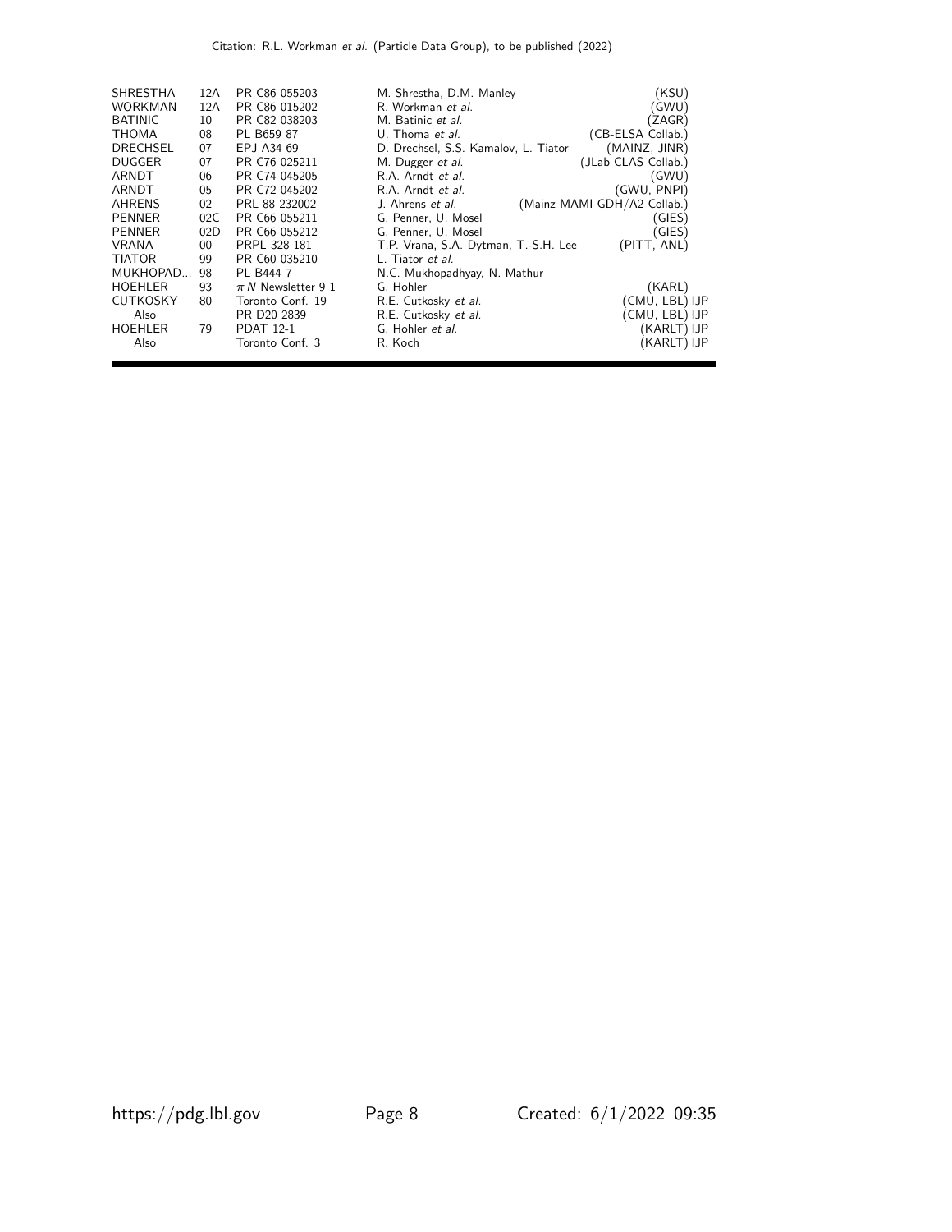| | | | | |
|---|---|---|---|---|
| SHRESTHA | 12A | PR C86 055203 | M. Shrestha, D.M. Manley | (KSU) |
| WORKMAN | 12A | PR C86 015202 | R. Workman *et al.* | (GWU) |
| BATINIC | 10 | PR C82 038203 | M. Batinic *et al.* | (ZAGR) |
| THOMA | 08 | PL B659 87 | U. Thoma *et al.* | (CB-ELSA Collab.) |
| DRECHSEL | 07 | EPJ A34 69 | D. Drechsel, S.S. Kamalov, L. Tiator | (MAINZ, JINR) |
| DUGGER | 07 | PR C76 025211 | M. Dugger *et al.* | (JLab CLAS Collab.) |
| ARNDT | 06 | PR C74 045205 | R.A. Arndt *et al.* | (GWU) |
| ARNDT | 05 | PR C72 045202 | R.A. Arndt *et al.* | (GWU, PNPI) |
| AHRENS | 02 | PRL 88 232002 | J. Ahrens *et al.* | (Mainz MAMI GDH/A2 Collab.) |
| PENNER | 02C | PR C66 055211 | G. Penner, U. Mosel | (GIES) |
| PENNER | 02D | PR C66 055212 | G. Penner, U. Mosel | (GIES) |
| VRANA | 00 | PRPL 328 181 | T.P. Vrana, S.A. Dytman, T.-S.H. Lee | (PITT, ANL) |
| TIATOR | 99 | PR C60 035210 | L. Tiator *et al.* | |
| MUKHOPAD... | 98 | PL B444 7 | N.C. Mukhopadhyay, N. Mathur | |
| HOEHLER | 93 | $\pi N$ Newsletter 9 1 | G. Hohler | (KARL) |
| CUTKOSKY | 80 | Toronto Conf. 19 | R.E. Cutkosky *et al.* | (CMU, LBL) IJP |
| Also | | PR D20 2839 | R.E. Cutkosky *et al.* | (CMU, LBL) IJP |
| HOEHLER | 79 | PDAT 12-1 | G. Hohler *et al.* | (KARLT) IJP |
| Also | | Toronto Conf. 3 | R. Koch | (KARLT) IJP |